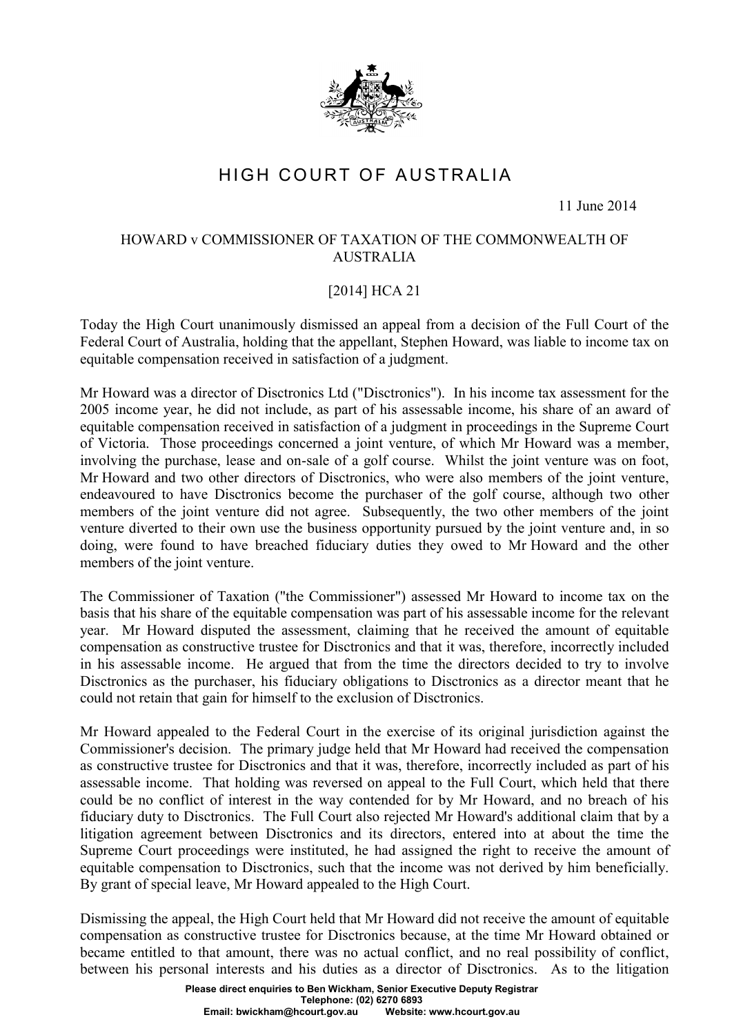# HIGH COURT OF AUSTRALIA

11 June 2014

HOWARD v COMMISSIONER OF TAXATION OF THE COMMONWEALTH OF AUSTRALIA

[2014] HCA 21

Today the High Court unanimously dismissed an appeal from a decision of the Full Court of the Federal Court of Australia, holding that the appellant, Stephen Howard, was liable to income tax on equitable compensation received in satisfaction of a judgment.

Mr Howard was a director of Disctronics Ltd ("Disctronics"). In his income tax assessment for the 2005 income year, he did not include, as part of his assessable income, his share of an award of equitable compensation received in satisfaction of a judgment in proceedings in the Supreme Court of Victoria. Those proceedings concerned a joint venture, of which Mr Howard was a member, involving the purchase, lease and on-sale of a golf course. Whilst the joint venture was on foot, Mr Howard and two other directors of Disctronics, who were also members of the joint venture, endeavoured to have Disctronics become the purchaser of the golf course, although two other members of the joint venture did not agree. Subsequently, the two other members of the joint venture diverted to their own use the business opportunity pursued by the joint venture and, in so doing, were found to have breached fiduciary duties they owed to Mr Howard and the other members of the joint venture.

The Commissioner of Taxation ("the Commissioner") assessed Mr Howard to income tax on the basis that his share of the equitable compensation was part of his assessable income for the relevant year. Mr Howard disputed the assessment, claiming that he received the amount of equitable compensation as constructive trustee for Disctronics and that it was, therefore, incorrectly included in his assessable income. He argued that from the time the directors decided to try to involve Disctronics as the purchaser, his fiduciary obligations to Disctronics as a director meant that he could not retain that gain for himself to the exclusion of Disctronics.

Mr Howard appealed to the Federal Court in the exercise of its original jurisdiction against the Commissioner's decision. The primary judge held that Mr Howard had received the compensation as constructive trustee for Disctronics and that it was, therefore, incorrectly included as part of his assessable income. That holding was reversed on appeal to the Full Court, which held that there could be no conflict of interest in the way contended for by Mr Howard, and no breach of his fiduciary duty to Disctronics. The Full Court also rejected Mr Howard's additional claim that by a litigation agreement between Disctronics and its directors, entered into at about the time the Supreme Court proceedings were instituted, he had assigned the right to receive the amount of equitable compensation to Disctronics, such that the income was not derived by him beneficially. By grant of special leave, Mr Howard appealed to the High Court.

Dismissing the appeal, the High Court held that Mr Howard did not receive the amount of equitable compensation as constructive trustee for Disctronics because, at the time Mr Howard obtained or became entitled to that amount, there was no actual conflict, and no real possibility of conflict, between his personal interests and his duties as a director of Disctronics. As to the litigation

**Please direct enquiries to Ben Wickham, Senior Executive Deputy Registrar**
**Telephone: (02) 6270 6893**
**Email: bwickham@hcourt.gov.au Website: www.hcourt.gov.au**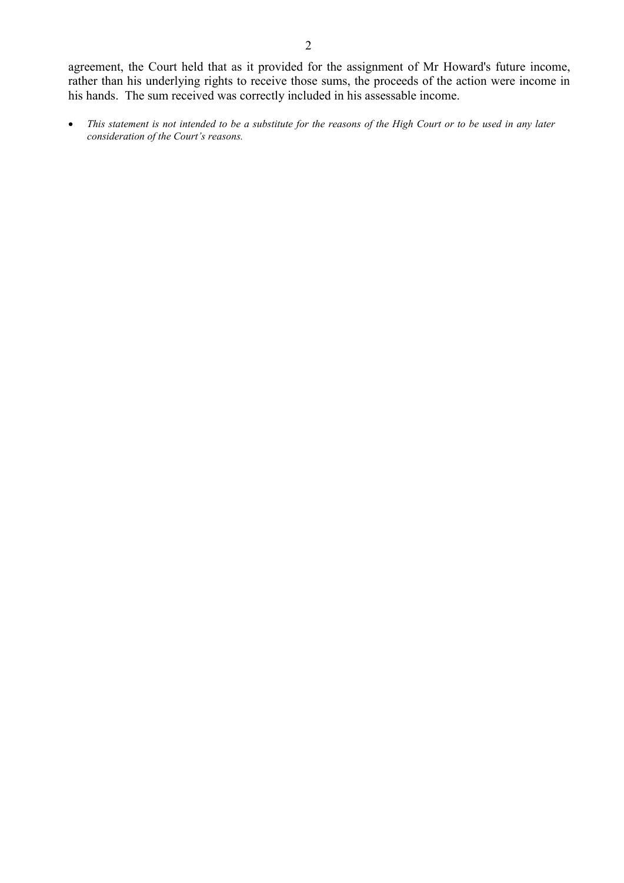agreement, the Court held that as it provided for the assignment of Mr Howard's future income, rather than his underlying rights to receive those sums, the proceeds of the action were income in his hands. The sum received was correctly included in his assessable income.

- *This statement is not intended to be a substitute for the reasons of the High Court or to be used in any later consideration of the Court's reasons.*